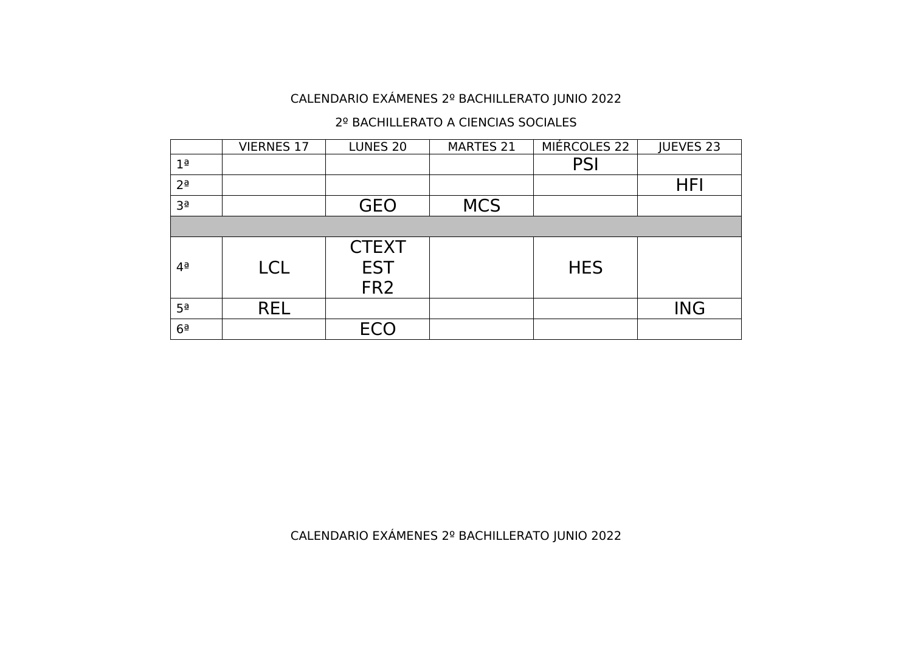CALENDARIO EXÁMENES 2º BACHILLERATO JUNIO 2022

2º BACHILLERATO A CIENCIAS SOCIALES

| | VIERNES 17 | LUNES 20 | MARTES 21 | MIÉRCOLES 22 | JUEVES 23 |
|---|---|---|---|---|---|
| 1ª | | | | PSI | |
| 2ª | | | | | HFI |
| 3ª | | GEO | MCS | | |
| | | | | | |
| 4ª | LCL | CTEXT<br>EST<br>FR2 | | HES | |
| 5ª | REL | | | | ING |
| 6ª | | ECO | | | |

CALENDARIO EXÁMENES 2º BACHILLERATO JUNIO 2022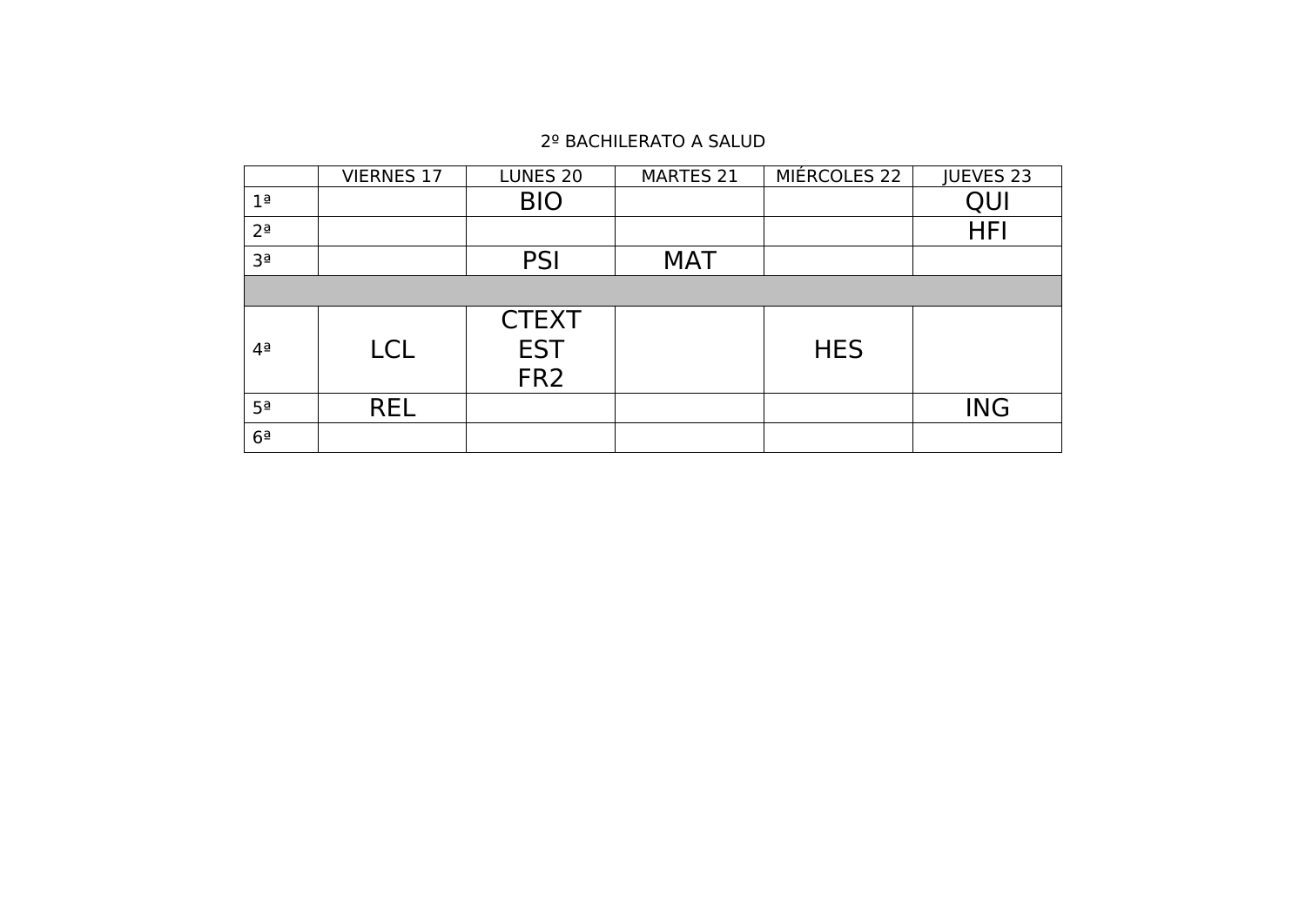2º BACHILLERATO A SALUD

| | VIERNES 17 | LUNES 20 | MARTES 21 | MIÉRCOLES 22 | JUEVES 23 |
|---|---|---|---|---|---|
| 1ª | | BIO | | | QUI |
| 2ª | | | | | HFI |
| 3ª | | PSI | MAT | | |
| | | | | | |
| 4ª | LCL | CTEXT<br>EST<br>FR2 | | HES | |
| 5ª | REL | | | | ING |
| 6ª | | | | | |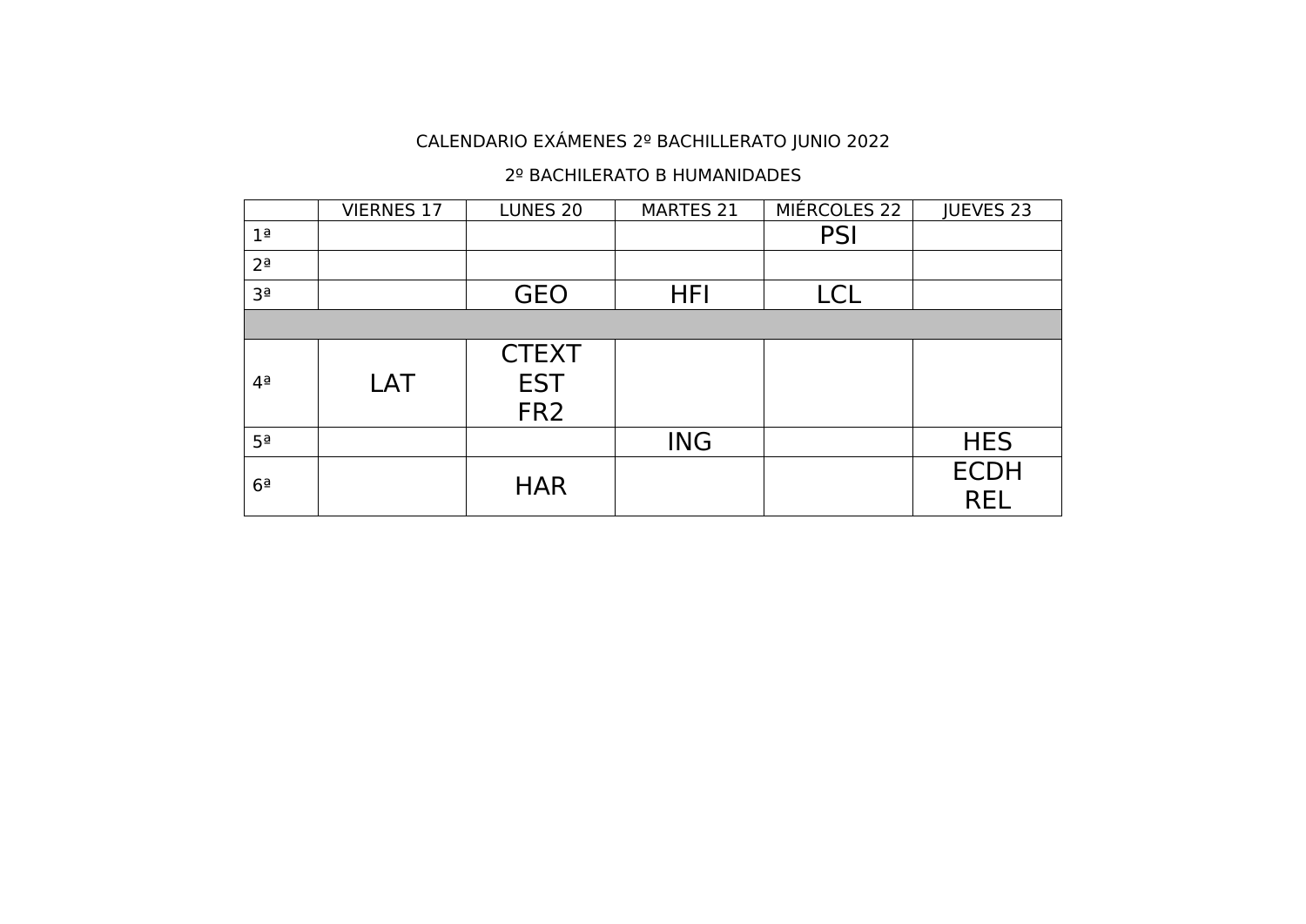CALENDARIO EXÁMENES 2º BACHILLERATO JUNIO 2022

2º BACHILERATO B HUMANIDADES

| | VIERNES 17 | LUNES 20 | MARTES 21 | MIÉRCOLES 22 | JUEVES 23 |
|---|---|---|---|---|---|
| 1ª | | | | PSI | |
| 2ª | | | | | |
| 3ª | | GEO | HFI | LCL | |
| | | | | | |
| 4ª | LAT | CTEXT<br>EST<br>FR2 | | | |
| 5ª | | | ING | | HES |
| 6ª | | HAR | | | ECDH<br>REL |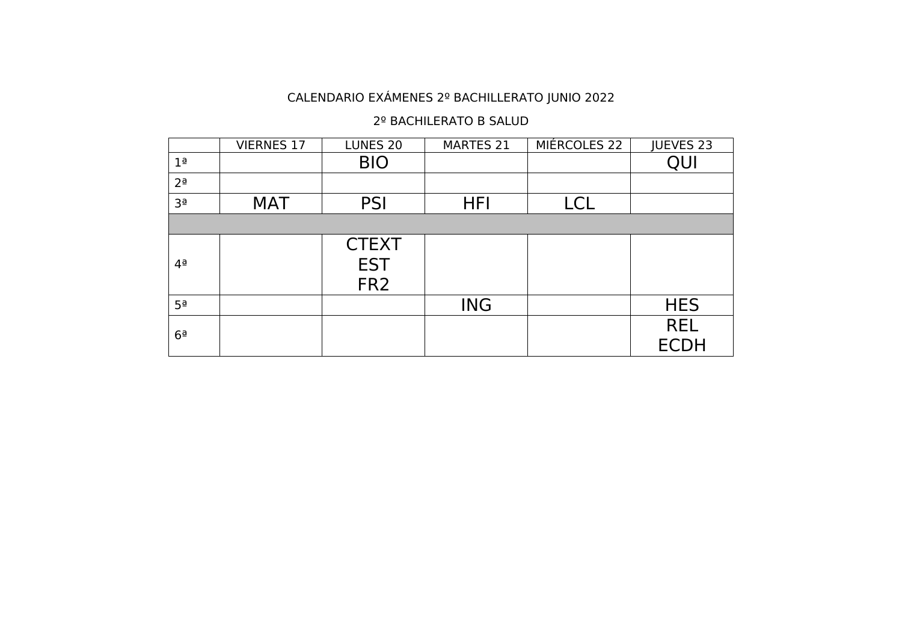CALENDARIO EXÁMENES 2º BACHILLERATO JUNIO 2022

2º BACHILERATO B SALUD

| | VIERNES 17 | LUNES 20 | MARTES 21 | MIÉRCOLES 22 | JUEVES 23 |
|---|---|---|---|---|---|
| 1ª | | BIO | | | QUI |
| 2ª | | | | | |
| 3ª | MAT | PSI | HFI | LCL | |
| | | | | | |
| 4ª | | CTEXT<br>EST<br>FR2 | | | |
| 5ª | | | ING | | HES |
| 6ª | | | | | REL<br>ECDH |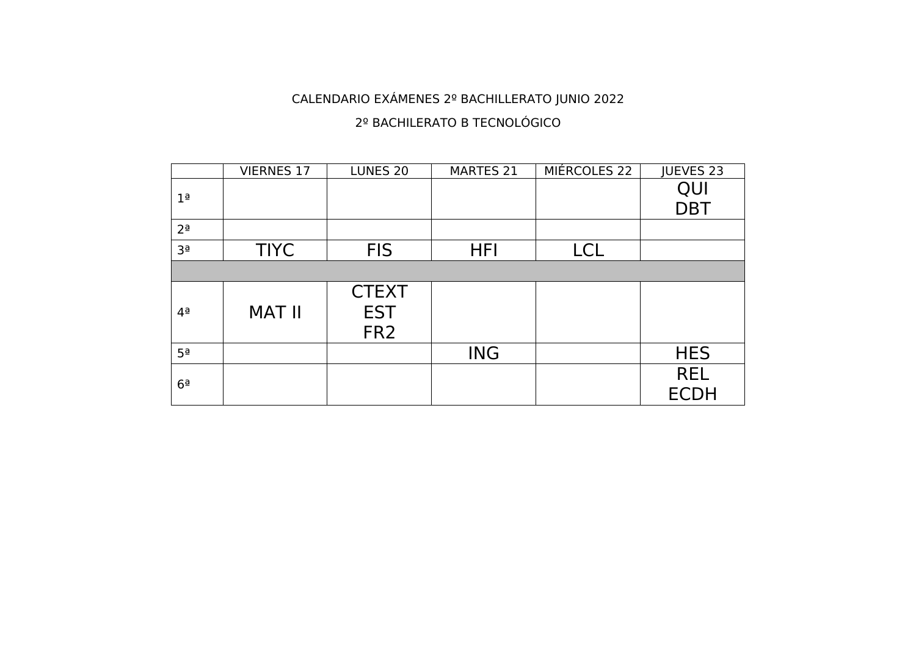CALENDARIO EXÁMENES 2º BACHILLERATO JUNIO 2022

2º BACHILERATO B TECNOLÓGICO

| | VIERNES 17 | LUNES 20 | MARTES 21 | MIÉRCOLES 22 | JUEVES 23 |
|---|---|---|---|---|---|
| 1ª | | | | | QUI<br>DBT |
| 2ª | | | | | |
| 3ª | TIYC | FIS | HFI | LCL | |
| | | | | | |
| 4ª | MAT II | CTEXT<br>EST<br>FR2 | | | |
| 5ª | | | ING | | HES |
| 6ª | | | | | REL<br>ECDH |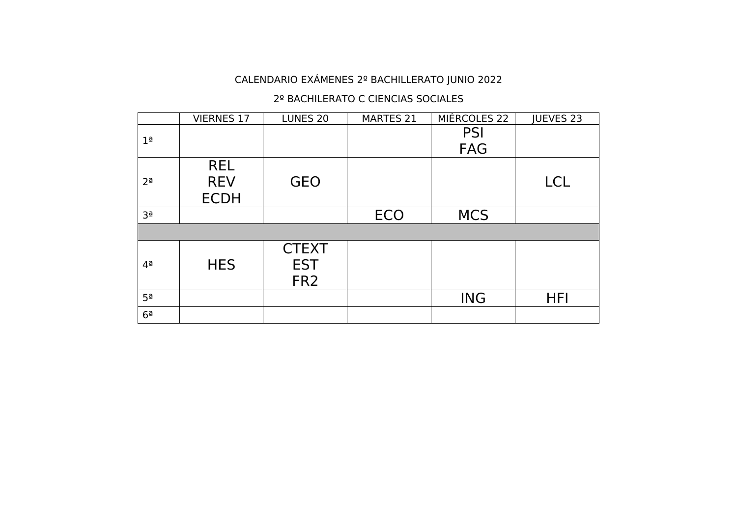CALENDARIO EXÁMENES 2º BACHILLERATO JUNIO 2022

2º BACHILERATO C CIENCIAS SOCIALES

| | VIERNES 17 | LUNES 20 | MARTES 21 | MIÉRCOLES 22 | JUEVES 23 |
|---|---|---|---|---|---|
| 1ª | | | | PSI<br>FAG | |
| 2ª | REL<br>REV<br>ECDH | GEO | | | LCL |
| 3ª | | | ECO | MCS | |
| | | | | | |
| 4ª | HES | CTEXT<br>EST<br>FR2 | | | |
| 5ª | | | | ING | HFI |
| 6ª | | | | | |